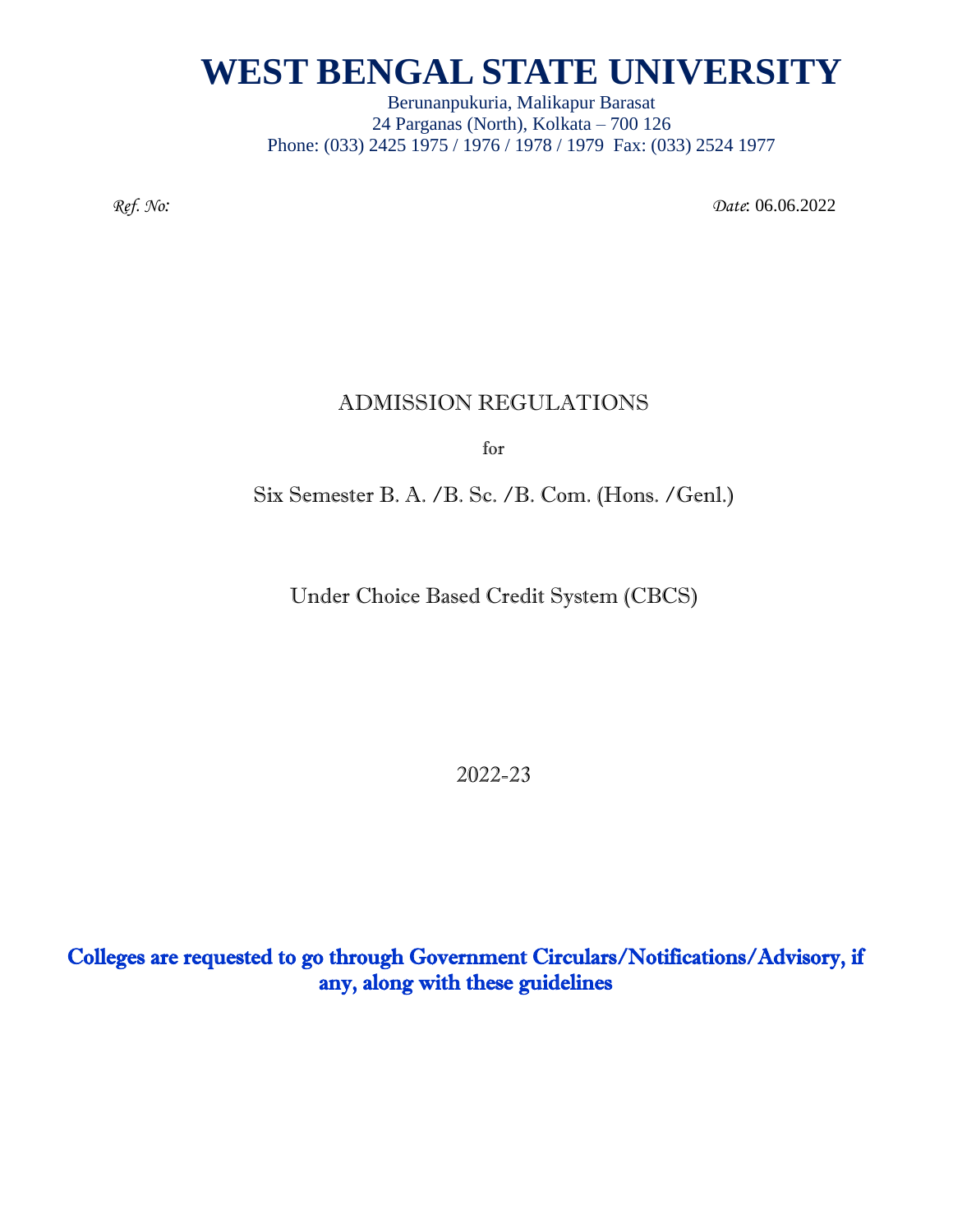# WEST BENGAL STATE UNIVERSITY

Berunanpukuria, Malikapur Barasat
24 Parganas (North), Kolkata – 700 126
Phone: (033) 2425 1975 / 1976 / 1978 / 1979 Fax: (033) 2524 1977

*Ref. No:*

*Date*: 06.06.2022

## ADMISSION REGULATIONS

for

Six Semester B. A. /B. Sc. /B. Com. (Hons. /Genl.)

Under Choice Based Credit System (CBCS)

2022-23

**Colleges are requested to go through Government Circulars/Notifications/Advisory, if any, along with these guidelines**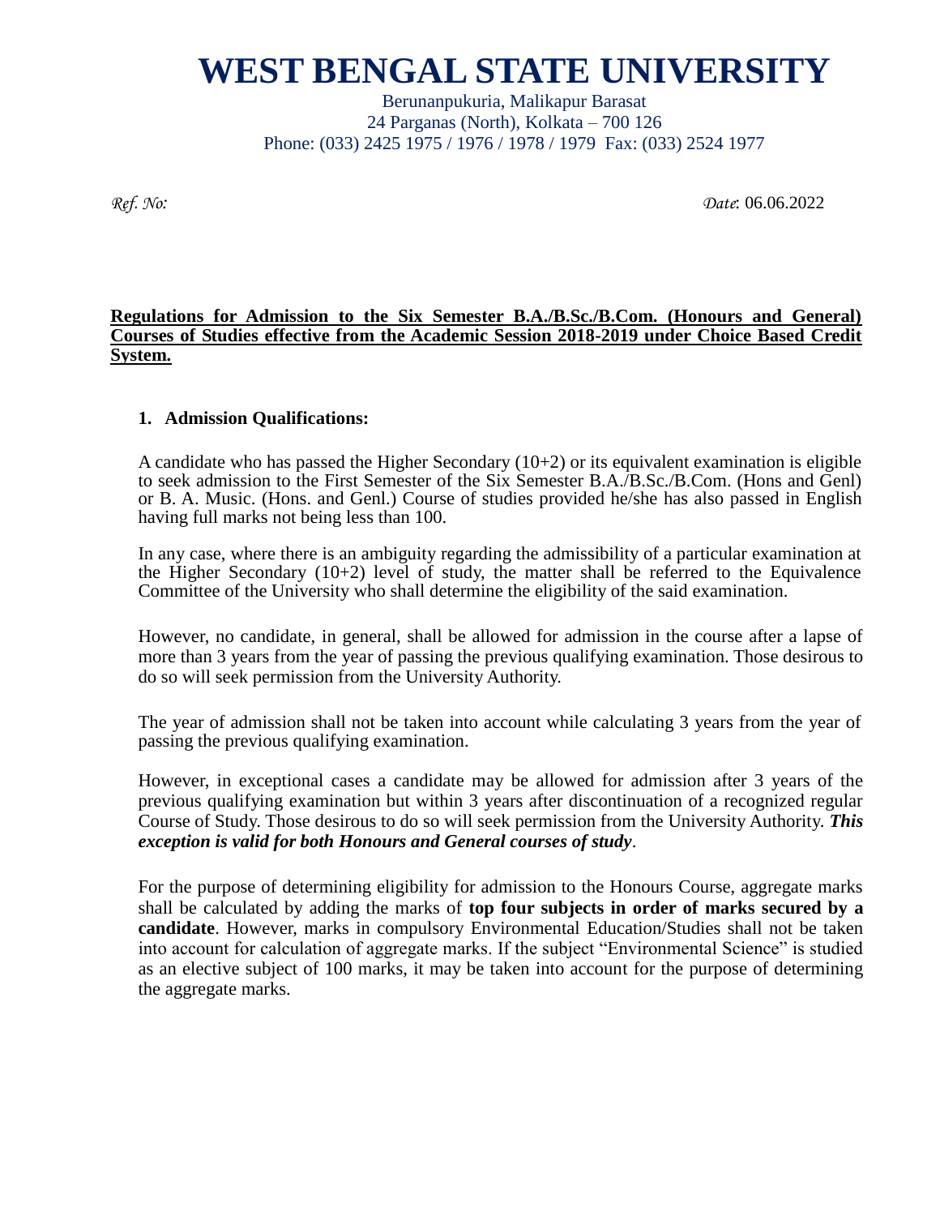# WEST BENGAL STATE UNIVERSITY

Berunanpukuria, Malikapur Barasat
24 Parganas (North), Kolkata – 700 126
Phone: (033) 2425 1975 / 1976 / 1978 / 1979 Fax: (033) 2524 1977

*Ref. No:* *Date*: 06.06.2022

**Regulations for Admission to the Six Semester B.A./B.Sc./B.Com. (Honours and General) Courses of Studies effective from the Academic Session 2018-2019 under Choice Based Credit System.**

**1. Admission Qualifications:**

A candidate who has passed the Higher Secondary (10+2) or its equivalent examination is eligible to seek admission to the First Semester of the Six Semester B.A./B.Sc./B.Com. (Hons and Genl) or B. A. Music. (Hons. and Genl.) Course of studies provided he/she has also passed in English having full marks not being less than 100.

In any case, where there is an ambiguity regarding the admissibility of a particular examination at the Higher Secondary (10+2) level of study, the matter shall be referred to the Equivalence Committee of the University who shall determine the eligibility of the said examination.

However, no candidate, in general, shall be allowed for admission in the course after a lapse of more than 3 years from the year of passing the previous qualifying examination. Those desirous to do so will seek permission from the University Authority.

The year of admission shall not be taken into account while calculating 3 years from the year of passing the previous qualifying examination.

However, in exceptional cases a candidate may be allowed for admission after 3 years of the previous qualifying examination but within 3 years after discontinuation of a recognized regular Course of Study. Those desirous to do so will seek permission from the University Authority. ***This exception is valid for both Honours and General courses of study***.

For the purpose of determining eligibility for admission to the Honours Course, aggregate marks shall be calculated by adding the marks of **top four subjects in order of marks secured by a candidate**. However, marks in compulsory Environmental Education/Studies shall not be taken into account for calculation of aggregate marks. If the subject "Environmental Science" is studied as an elective subject of 100 marks, it may be taken into account for the purpose of determining the aggregate marks.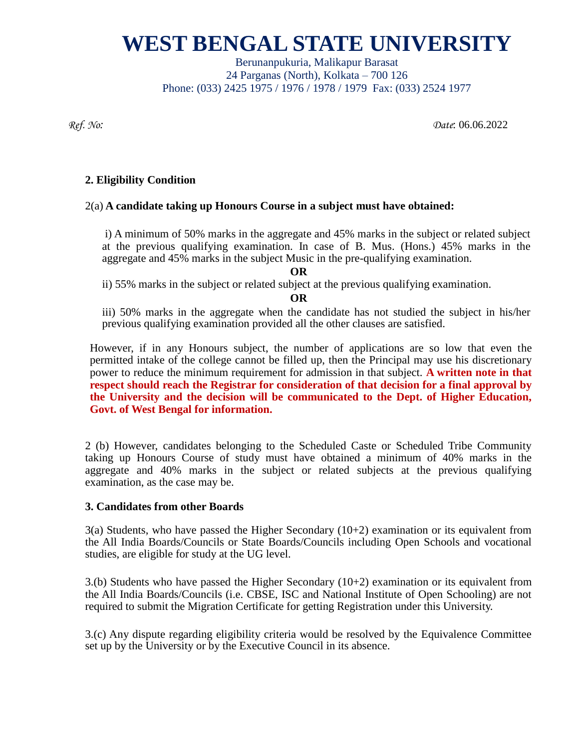# WEST BENGAL STATE UNIVERSITY

Berunanpukuria, Malikapur Barasat
24 Parganas (North), Kolkata – 700 126
Phone: (033) 2425 1975 / 1976 / 1978 / 1979 Fax: (033) 2524 1977

*Ref. No:* *Date*: 06.06.2022

**2. Eligibility Condition**

2(a) **A candidate taking up Honours Course in a subject must have obtained:**

i) A minimum of 50% marks in the aggregate and 45% marks in the subject or related subject at the previous qualifying examination. In case of B. Mus. (Hons.) 45% marks in the aggregate and 45% marks in the subject Music in the pre-qualifying examination.

**OR**

ii) 55% marks in the subject or related subject at the previous qualifying examination.

**OR**

iii) 50% marks in the aggregate when the candidate has not studied the subject in his/her previous qualifying examination provided all the other clauses are satisfied.

However, if in any Honours subject, the number of applications are so low that even the permitted intake of the college cannot be filled up, then the Principal may use his discretionary power to reduce the minimum requirement for admission in that subject. **A written note in that respect should reach the Registrar for consideration of that decision for a final approval by the University and the decision will be communicated to the Dept. of Higher Education, Govt. of West Bengal for information.**

2 (b) However, candidates belonging to the Scheduled Caste or Scheduled Tribe Community taking up Honours Course of study must have obtained a minimum of 40% marks in the aggregate and 40% marks in the subject or related subjects at the previous qualifying examination, as the case may be.

**3. Candidates from other Boards**

3(a) Students, who have passed the Higher Secondary (10+2) examination or its equivalent from the All India Boards/Councils or State Boards/Councils including Open Schools and vocational studies, are eligible for study at the UG level.

3.(b) Students who have passed the Higher Secondary (10+2) examination or its equivalent from the All India Boards/Councils (i.e. CBSE, ISC and National Institute of Open Schooling) are not required to submit the Migration Certificate for getting Registration under this University.

3.(c) Any dispute regarding eligibility criteria would be resolved by the Equivalence Committee set up by the University or by the Executive Council in its absence.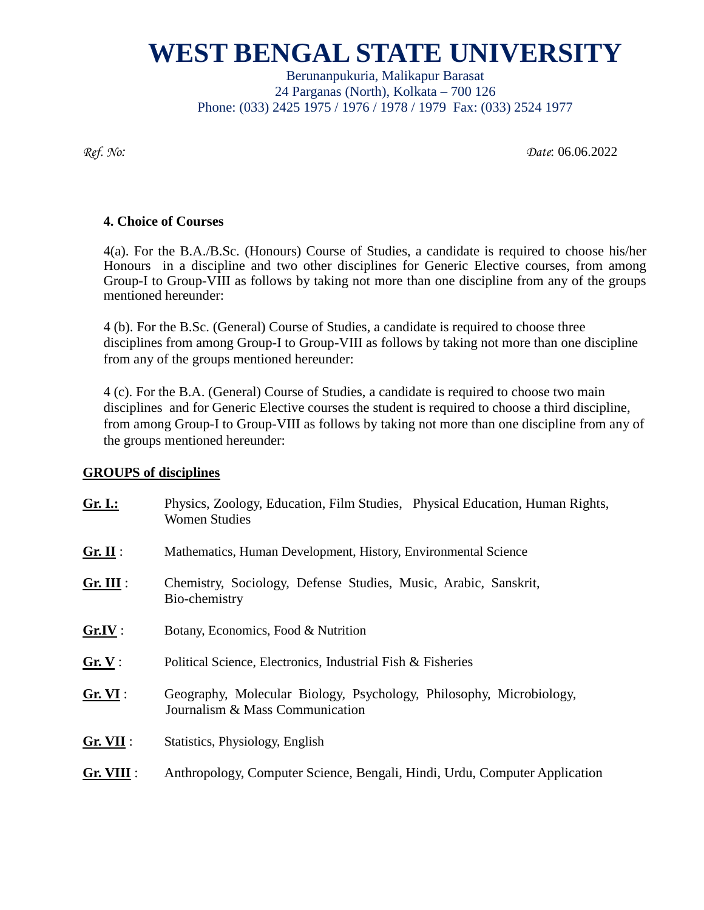# WEST BENGAL STATE UNIVERSITY

Berunanpukuria, Malikapur Barasat
24 Parganas (North), Kolkata – 700 126
Phone: (033) 2425 1975 / 1976 / 1978 / 1979 Fax: (033) 2524 1977

*Ref. No:* *Date*: 06.06.2022

**4. Choice of Courses**

4(a). For the B.A./B.Sc. (Honours) Course of Studies, a candidate is required to choose his/her Honours in a discipline and two other disciplines for Generic Elective courses, from among Group-I to Group-VIII as follows by taking not more than one discipline from any of the groups mentioned hereunder:

4 (b). For the B.Sc. (General) Course of Studies, a candidate is required to choose three disciplines from among Group-I to Group-VIII as follows by taking not more than one discipline from any of the groups mentioned hereunder:

4 (c). For the B.A. (General) Course of Studies, a candidate is required to choose two main disciplines and for Generic Elective courses the student is required to choose a third discipline, from among Group-I to Group-VIII as follows by taking not more than one discipline from any of the groups mentioned hereunder:

**GROUPS of disciplines**

**Gr. I.:** Physics, Zoology, Education, Film Studies, Physical Education, Human Rights, Women Studies

**Gr. II** : Mathematics, Human Development, History, Environmental Science

**Gr. III** : Chemistry, Sociology, Defense Studies, Music, Arabic, Sanskrit, Bio-chemistry

**Gr.IV** : Botany, Economics, Food & Nutrition

**Gr. V** : Political Science, Electronics, Industrial Fish & Fisheries

**Gr. VI** : Geography, Molecular Biology, Psychology, Philosophy, Microbiology, Journalism & Mass Communication

**Gr. VII** : Statistics, Physiology, English

**Gr. VIII** : Anthropology, Computer Science, Bengali, Hindi, Urdu, Computer Application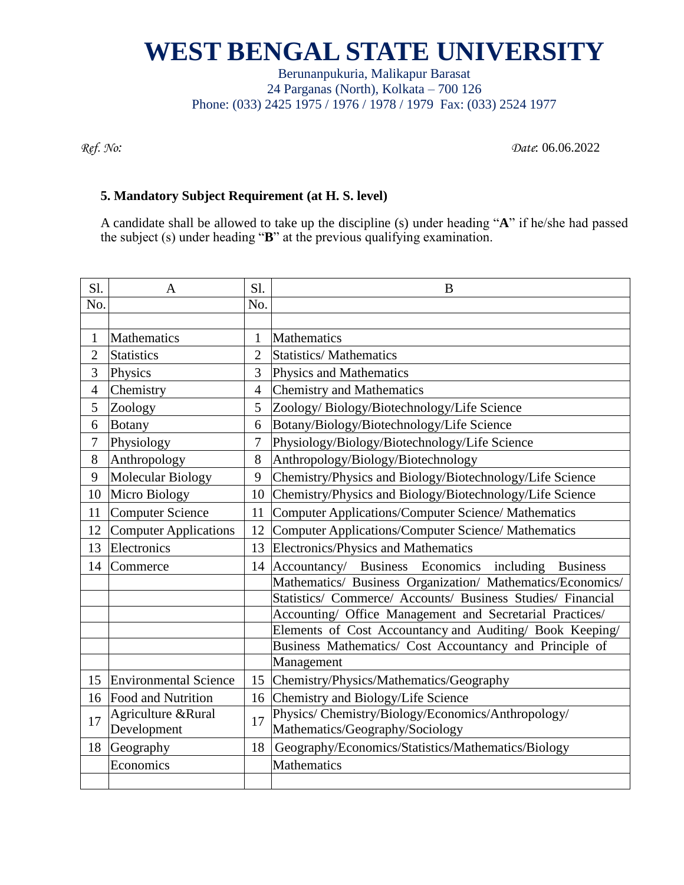# WEST BENGAL STATE UNIVERSITY

Berunanpukuria, Malikapur Barasat
24 Parganas (North), Kolkata – 700 126
Phone: (033) 2425 1975 / 1976 / 1978 / 1979 Fax: (033) 2524 1977

*Ref. No:*

*Date*: 06.06.2022

**5. Mandatory Subject Requirement (at H. S. level)**

A candidate shall be allowed to take up the discipline (s) under heading "**A**" if he/she had passed the subject (s) under heading "**B**" at the previous qualifying examination.

| Sl. No. | A | Sl. No. | B |
|---|---|---|---|
| | | | |
| 1 | Mathematics | 1 | Mathematics |
| 2 | Statistics | 2 | Statistics/ Mathematics |
| 3 | Physics | 3 | Physics and Mathematics |
| 4 | Chemistry | 4 | Chemistry and Mathematics |
| 5 | Zoology | 5 | Zoology/ Biology/Biotechnology/Life Science |
| 6 | Botany | 6 | Botany/Biology/Biotechnology/Life Science |
| 7 | Physiology | 7 | Physiology/Biology/Biotechnology/Life Science |
| 8 | Anthropology | 8 | Anthropology/Biology/Biotechnology |
| 9 | Molecular Biology | 9 | Chemistry/Physics and Biology/Biotechnology/Life Science |
| 10 | Micro Biology | 10 | Chemistry/Physics and Biology/Biotechnology/Life Science |
| 11 | Computer Science | 11 | Computer Applications/Computer Science/ Mathematics |
| 12 | Computer Applications | 12 | Computer Applications/Computer Science/ Mathematics |
| 13 | Electronics | 13 | Electronics/Physics and Mathematics |
| 14 | Commerce | 14 | Accountancy/ Business Economics including Business Mathematics/ Business Organization/ Mathematics/Economics/ Statistics/ Commerce/ Accounts/ Business Studies/ Financial Accounting/ Office Management and Secretarial Practices/ Elements of Cost Accountancy and Auditing/ Book Keeping/ Business Mathematics/ Cost Accountancy and Principle of Management |
| 15 | Environmental Science | 15 | Chemistry/Physics/Mathematics/Geography |
| 16 | Food and Nutrition | 16 | Chemistry and Biology/Life Science |
| 17 | Agriculture &Rural Development | 17 | Physics/ Chemistry/Biology/Economics/Anthropology/ Mathematics/Geography/Sociology |
| 18 | Geography | 18 | Geography/Economics/Statistics/Mathematics/Biology |
| | Economics | | Mathematics |
| | | | |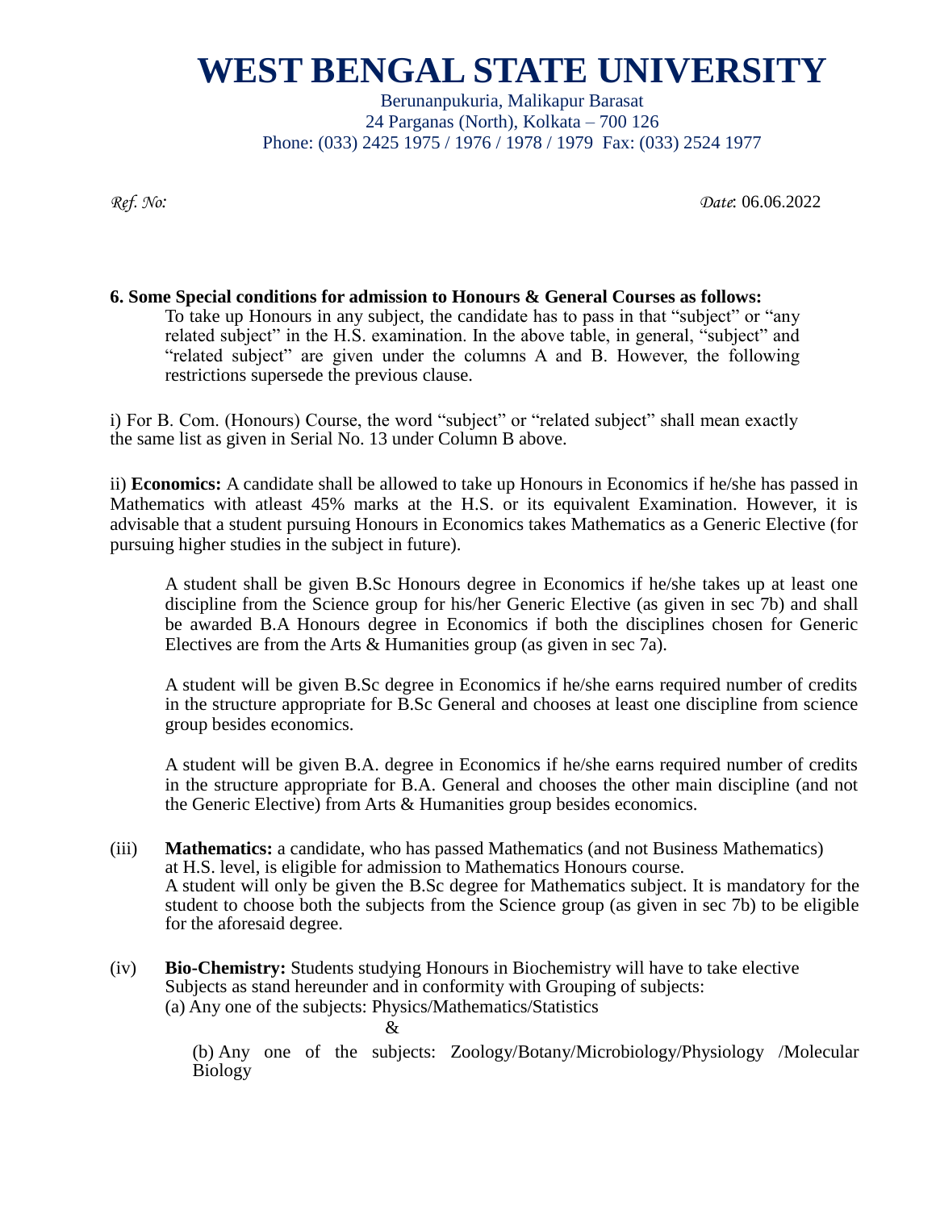# WEST BENGAL STATE UNIVERSITY

Berunanpukuria, Malikapur Barasat
24 Parganas (North), Kolkata – 700 126
Phone: (033) 2425 1975 / 1976 / 1978 / 1979 Fax: (033) 2524 1977

*Ref. No:* *Date*: 06.06.2022

**6. Some Special conditions for admission to Honours & General Courses as follows:**

To take up Honours in any subject, the candidate has to pass in that "subject" or "any related subject" in the H.S. examination. In the above table, in general, "subject" and "related subject" are given under the columns A and B. However, the following restrictions supersede the previous clause.

i) For B. Com. (Honours) Course, the word "subject" or "related subject" shall mean exactly the same list as given in Serial No. 13 under Column B above.

ii) **Economics:** A candidate shall be allowed to take up Honours in Economics if he/she has passed in Mathematics with atleast 45% marks at the H.S. or its equivalent Examination. However, it is advisable that a student pursuing Honours in Economics takes Mathematics as a Generic Elective (for pursuing higher studies in the subject in future).

A student shall be given B.Sc Honours degree in Economics if he/she takes up at least one discipline from the Science group for his/her Generic Elective (as given in sec 7b) and shall be awarded B.A Honours degree in Economics if both the disciplines chosen for Generic Electives are from the Arts & Humanities group (as given in sec 7a).

A student will be given B.Sc degree in Economics if he/she earns required number of credits in the structure appropriate for B.Sc General and chooses at least one discipline from science group besides economics.

A student will be given B.A. degree in Economics if he/she earns required number of credits in the structure appropriate for B.A. General and chooses the other main discipline (and not the Generic Elective) from Arts & Humanities group besides economics.

(iii) **Mathematics:** a candidate, who has passed Mathematics (and not Business Mathematics) at H.S. level, is eligible for admission to Mathematics Honours course.
A student will only be given the B.Sc degree for Mathematics subject. It is mandatory for the student to choose both the subjects from the Science group (as given in sec 7b) to be eligible for the aforesaid degree.

(iv) **Bio-Chemistry:** Students studying Honours in Biochemistry will have to take elective Subjects as stand hereunder and in conformity with Grouping of subjects:
(a) Any one of the subjects: Physics/Mathematics/Statistics

&

(b) Any one of the subjects: Zoology/Botany/Microbiology/Physiology /Molecular Biology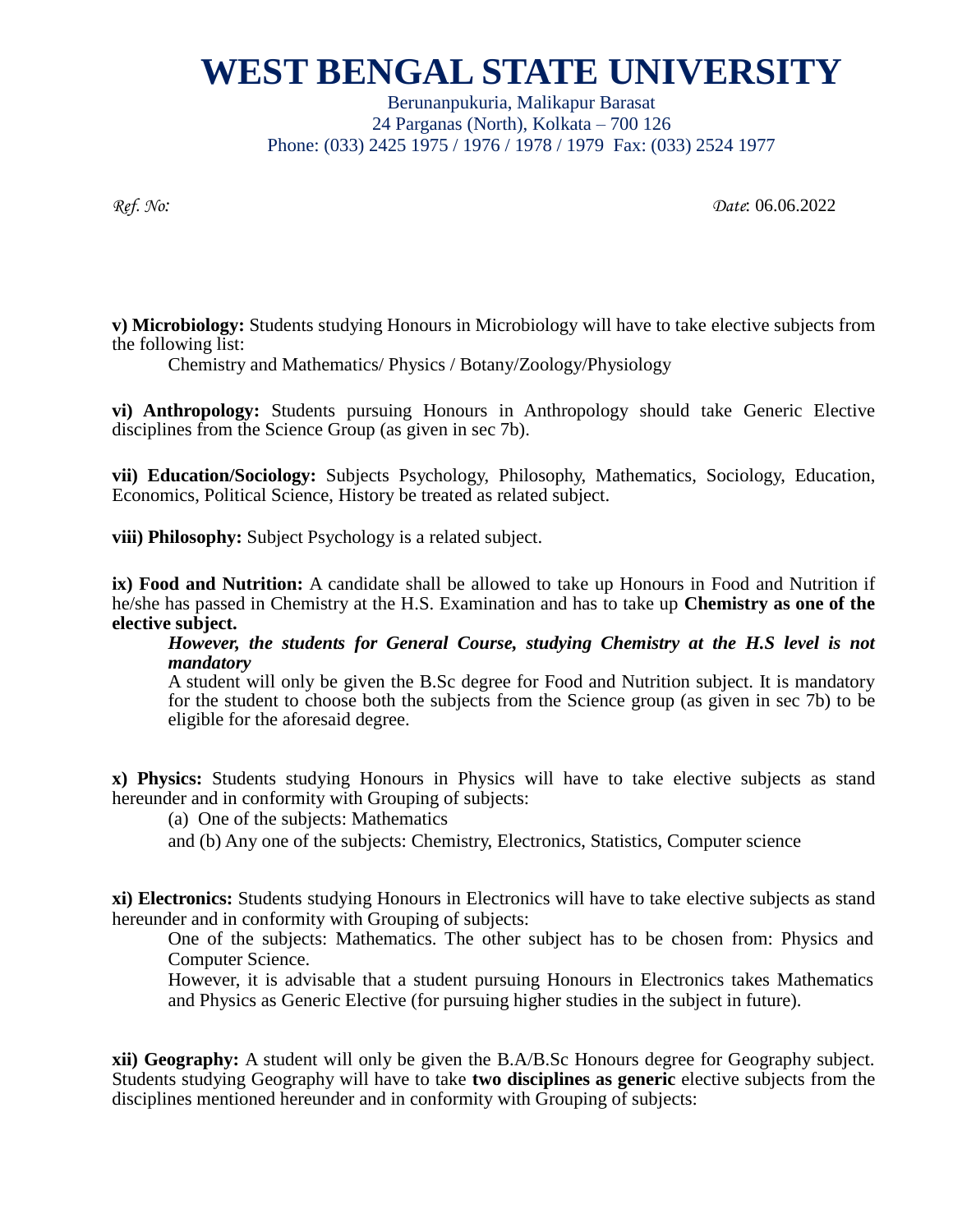# WEST BENGAL STATE UNIVERSITY

Berunanpukuria, Malikapur Barasat
24 Parganas (North), Kolkata – 700 126
Phone: (033) 2425 1975 / 1976 / 1978 / 1979 Fax: (033) 2524 1977

*Ref. No:* *Date*: 06.06.2022

**v) Microbiology:** Students studying Honours in Microbiology will have to take elective subjects from the following list:

Chemistry and Mathematics/ Physics / Botany/Zoology/Physiology

**vi) Anthropology:** Students pursuing Honours in Anthropology should take Generic Elective disciplines from the Science Group (as given in sec 7b).

**vii) Education/Sociology:** Subjects Psychology, Philosophy, Mathematics, Sociology, Education, Economics, Political Science, History be treated as related subject.

**viii) Philosophy:** Subject Psychology is a related subject.

**ix) Food and Nutrition:** A candidate shall be allowed to take up Honours in Food and Nutrition if he/she has passed in Chemistry at the H.S. Examination and has to take up **Chemistry as one of the elective subject.**

***However, the students for General Course, studying Chemistry at the H.S level is not mandatory***

A student will only be given the B.Sc degree for Food and Nutrition subject. It is mandatory for the student to choose both the subjects from the Science group (as given in sec 7b) to be eligible for the aforesaid degree.

**x) Physics:** Students studying Honours in Physics will have to take elective subjects as stand hereunder and in conformity with Grouping of subjects:

(a) One of the subjects: Mathematics

and (b) Any one of the subjects: Chemistry, Electronics, Statistics, Computer science

**xi) Electronics:** Students studying Honours in Electronics will have to take elective subjects as stand hereunder and in conformity with Grouping of subjects:

One of the subjects: Mathematics. The other subject has to be chosen from: Physics and Computer Science.

However, it is advisable that a student pursuing Honours in Electronics takes Mathematics and Physics as Generic Elective (for pursuing higher studies in the subject in future).

**xii) Geography:** A student will only be given the B.A/B.Sc Honours degree for Geography subject. Students studying Geography will have to take **two disciplines as generic** elective subjects from the disciplines mentioned hereunder and in conformity with Grouping of subjects: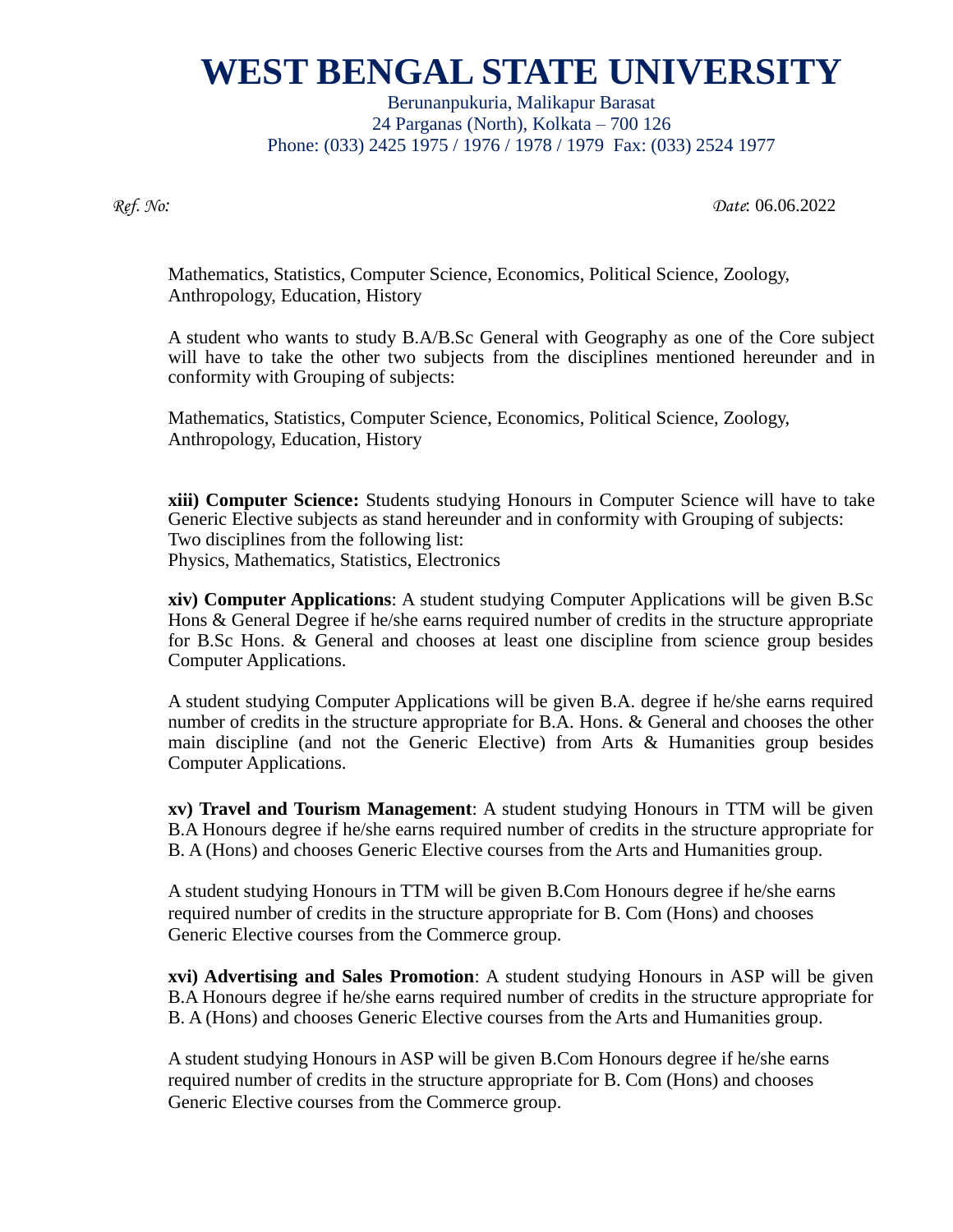# WEST BENGAL STATE UNIVERSITY

Berunanpukuria, Malikapur Barasat
24 Parganas (North), Kolkata – 700 126
Phone: (033) 2425 1975 / 1976 / 1978 / 1979 Fax: (033) 2524 1977

*Ref. No:* *Date*: 06.06.2022

Mathematics, Statistics, Computer Science, Economics, Political Science, Zoology, Anthropology, Education, History

A student who wants to study B.A/B.Sc General with Geography as one of the Core subject will have to take the other two subjects from the disciplines mentioned hereunder and in conformity with Grouping of subjects:

Mathematics, Statistics, Computer Science, Economics, Political Science, Zoology, Anthropology, Education, History

**xiii) Computer Science:** Students studying Honours in Computer Science will have to take Generic Elective subjects as stand hereunder and in conformity with Grouping of subjects:
Two disciplines from the following list:
Physics, Mathematics, Statistics, Electronics

**xiv) Computer Applications**: A student studying Computer Applications will be given B.Sc Hons & General Degree if he/she earns required number of credits in the structure appropriate for B.Sc Hons. & General and chooses at least one discipline from science group besides Computer Applications.

A student studying Computer Applications will be given B.A. degree if he/she earns required number of credits in the structure appropriate for B.A. Hons. & General and chooses the other main discipline (and not the Generic Elective) from Arts & Humanities group besides Computer Applications.

**xv) Travel and Tourism Management**: A student studying Honours in TTM will be given B.A Honours degree if he/she earns required number of credits in the structure appropriate for B. A (Hons) and chooses Generic Elective courses from the Arts and Humanities group.

A student studying Honours in TTM will be given B.Com Honours degree if he/she earns required number of credits in the structure appropriate for B. Com (Hons) and chooses Generic Elective courses from the Commerce group.

**xvi) Advertising and Sales Promotion**: A student studying Honours in ASP will be given B.A Honours degree if he/she earns required number of credits in the structure appropriate for B. A (Hons) and chooses Generic Elective courses from the Arts and Humanities group.

A student studying Honours in ASP will be given B.Com Honours degree if he/she earns required number of credits in the structure appropriate for B. Com (Hons) and chooses Generic Elective courses from the Commerce group.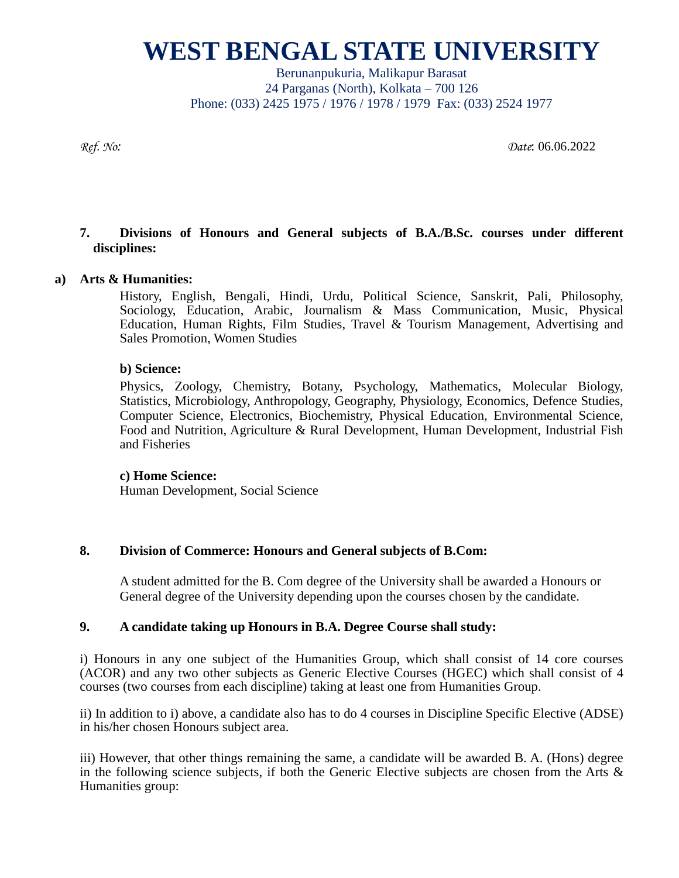# WEST BENGAL STATE UNIVERSITY

Berunanpukuria, Malikapur Barasat
24 Parganas (North), Kolkata – 700 126
Phone: (033) 2425 1975 / 1976 / 1978 / 1979 Fax: (033) 2524 1977

*Ref. No:* *Date*: 06.06.2022

**7. Divisions of Honours and General subjects of B.A./B.Sc. courses under different disciplines:**

**a) Arts & Humanities:**

History, English, Bengali, Hindi, Urdu, Political Science, Sanskrit, Pali, Philosophy, Sociology, Education, Arabic, Journalism & Mass Communication, Music, Physical Education, Human Rights, Film Studies, Travel & Tourism Management, Advertising and Sales Promotion, Women Studies

**b) Science:**

Physics, Zoology, Chemistry, Botany, Psychology, Mathematics, Molecular Biology, Statistics, Microbiology, Anthropology, Geography, Physiology, Economics, Defence Studies, Computer Science, Electronics, Biochemistry, Physical Education, Environmental Science, Food and Nutrition, Agriculture & Rural Development, Human Development, Industrial Fish and Fisheries

**c) Home Science:**

Human Development, Social Science

**8. Division of Commerce: Honours and General subjects of B.Com:**

A student admitted for the B. Com degree of the University shall be awarded a Honours or General degree of the University depending upon the courses chosen by the candidate.

**9. A candidate taking up Honours in B.A. Degree Course shall study:**

i) Honours in any one subject of the Humanities Group, which shall consist of 14 core courses (ACOR) and any two other subjects as Generic Elective Courses (HGEC) which shall consist of 4 courses (two courses from each discipline) taking at least one from Humanities Group.

ii) In addition to i) above, a candidate also has to do 4 courses in Discipline Specific Elective (ADSE) in his/her chosen Honours subject area.

iii) However, that other things remaining the same, a candidate will be awarded B. A. (Hons) degree in the following science subjects, if both the Generic Elective subjects are chosen from the Arts & Humanities group: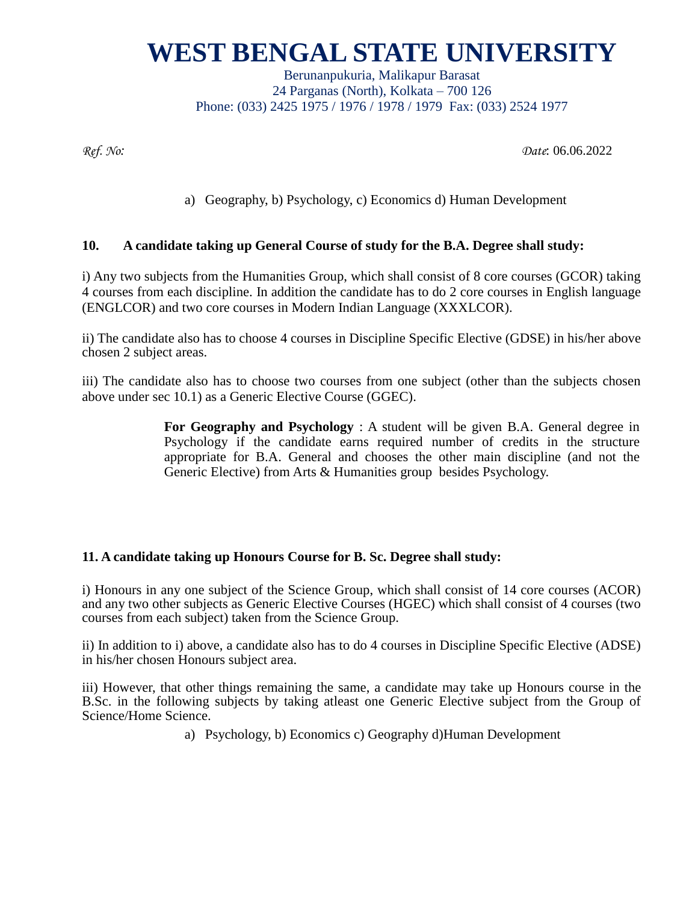a) Geography, b) Psychology, c) Economics d) Human Development

**10. A candidate taking up General Course of study for the B.A. Degree shall study:**

i) Any two subjects from the Humanities Group, which shall consist of 8 core courses (GCOR) taking 4 courses from each discipline. In addition the candidate has to do 2 core courses in English language (ENGLCOR) and two core courses in Modern Indian Language (XXXLCOR).

ii) The candidate also has to choose 4 courses in Discipline Specific Elective (GDSE) in his/her above chosen 2 subject areas.

iii) The candidate also has to choose two courses from one subject (other than the subjects chosen above under sec 10.1) as a Generic Elective Course (GGEC).

> **For Geography and Psychology** : A student will be given B.A. General degree in Psychology if the candidate earns required number of credits in the structure appropriate for B.A. General and chooses the other main discipline (and not the Generic Elective) from Arts & Humanities group besides Psychology.

**11. A candidate taking up Honours Course for B. Sc. Degree shall study:**

i) Honours in any one subject of the Science Group, which shall consist of 14 core courses (ACOR) and any two other subjects as Generic Elective Courses (HGEC) which shall consist of 4 courses (two courses from each subject) taken from the Science Group.

ii) In addition to i) above, a candidate also has to do 4 courses in Discipline Specific Elective (ADSE) in his/her chosen Honours subject area.

iii) However, that other things remaining the same, a candidate may take up Honours course in the B.Sc. in the following subjects by taking atleast one Generic Elective subject from the Group of Science/Home Science.

a) Psychology, b) Economics c) Geography d)Human Development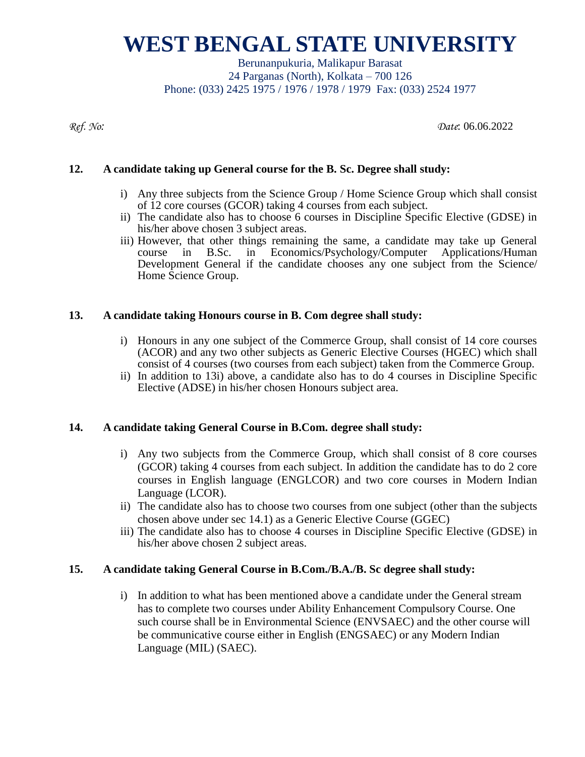# WEST BENGAL STATE UNIVERSITY

Berunanpukuria, Malikapur Barasat
24 Parganas (North), Kolkata – 700 126
Phone: (033) 2425 1975 / 1976 / 1978 / 1979 Fax: (033) 2524 1977

*Ref. No:* *Date*: 06.06.2022

**12. A candidate taking up General course for the B. Sc. Degree shall study:**

i) Any three subjects from the Science Group / Home Science Group which shall consist of 12 core courses (GCOR) taking 4 courses from each subject.

ii) The candidate also has to choose 6 courses in Discipline Specific Elective (GDSE) in his/her above chosen 3 subject areas.

iii) However, that other things remaining the same, a candidate may take up General course in B.Sc. in Economics/Psychology/Computer Applications/Human Development General if the candidate chooses any one subject from the Science/ Home Science Group.

**13. A candidate taking Honours course in B. Com degree shall study:**

i) Honours in any one subject of the Commerce Group, shall consist of 14 core courses (ACOR) and any two other subjects as Generic Elective Courses (HGEC) which shall consist of 4 courses (two courses from each subject) taken from the Commerce Group.

ii) In addition to 13i) above, a candidate also has to do 4 courses in Discipline Specific Elective (ADSE) in his/her chosen Honours subject area.

**14. A candidate taking General Course in B.Com. degree shall study:**

i) Any two subjects from the Commerce Group, which shall consist of 8 core courses (GCOR) taking 4 courses from each subject. In addition the candidate has to do 2 core courses in English language (ENGLCOR) and two core courses in Modern Indian Language (LCOR).

ii) The candidate also has to choose two courses from one subject (other than the subjects chosen above under sec 14.1) as a Generic Elective Course (GGEC)

iii) The candidate also has to choose 4 courses in Discipline Specific Elective (GDSE) in his/her above chosen 2 subject areas.

**15. A candidate taking General Course in B.Com./B.A./B. Sc degree shall study:**

i) In addition to what has been mentioned above a candidate under the General stream has to complete two courses under Ability Enhancement Compulsory Course. One such course shall be in Environmental Science (ENVSAEC) and the other course will be communicative course either in English (ENGSAEC) or any Modern Indian Language (MIL) (SAEC).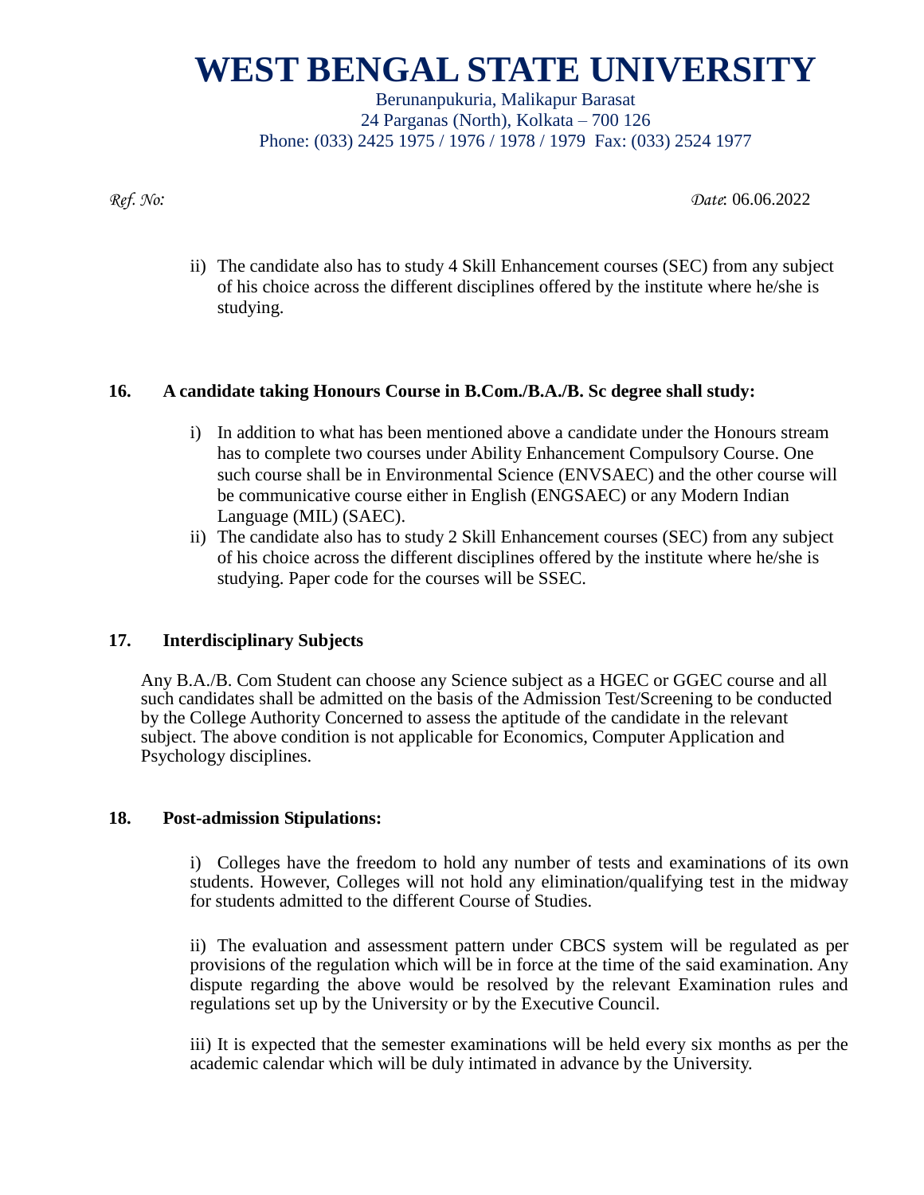# WEST BENGAL STATE UNIVERSITY

Berunanpukuria, Malikapur Barasat
24 Parganas (North), Kolkata – 700 126
Phone: (033) 2425 1975 / 1976 / 1978 / 1979 Fax: (033) 2524 1977

*Ref. No:* *Date*: 06.06.2022

ii) The candidate also has to study 4 Skill Enhancement courses (SEC) from any subject of his choice across the different disciplines offered by the institute where he/she is studying.

**16. A candidate taking Honours Course in B.Com./B.A./B. Sc degree shall study:**

i) In addition to what has been mentioned above a candidate under the Honours stream has to complete two courses under Ability Enhancement Compulsory Course. One such course shall be in Environmental Science (ENVSAEC) and the other course will be communicative course either in English (ENGSAEC) or any Modern Indian Language (MIL) (SAEC).

ii) The candidate also has to study 2 Skill Enhancement courses (SEC) from any subject of his choice across the different disciplines offered by the institute where he/she is studying. Paper code for the courses will be SSEC.

**17. Interdisciplinary Subjects**

Any B.A./B. Com Student can choose any Science subject as a HGEC or GGEC course and all such candidates shall be admitted on the basis of the Admission Test/Screening to be conducted by the College Authority Concerned to assess the aptitude of the candidate in the relevant subject. The above condition is not applicable for Economics, Computer Application and Psychology disciplines.

**18. Post-admission Stipulations:**

i) Colleges have the freedom to hold any number of tests and examinations of its own students. However, Colleges will not hold any elimination/qualifying test in the midway for students admitted to the different Course of Studies.

ii) The evaluation and assessment pattern under CBCS system will be regulated as per provisions of the regulation which will be in force at the time of the said examination. Any dispute regarding the above would be resolved by the relevant Examination rules and regulations set up by the University or by the Executive Council.

iii) It is expected that the semester examinations will be held every six months as per the academic calendar which will be duly intimated in advance by the University.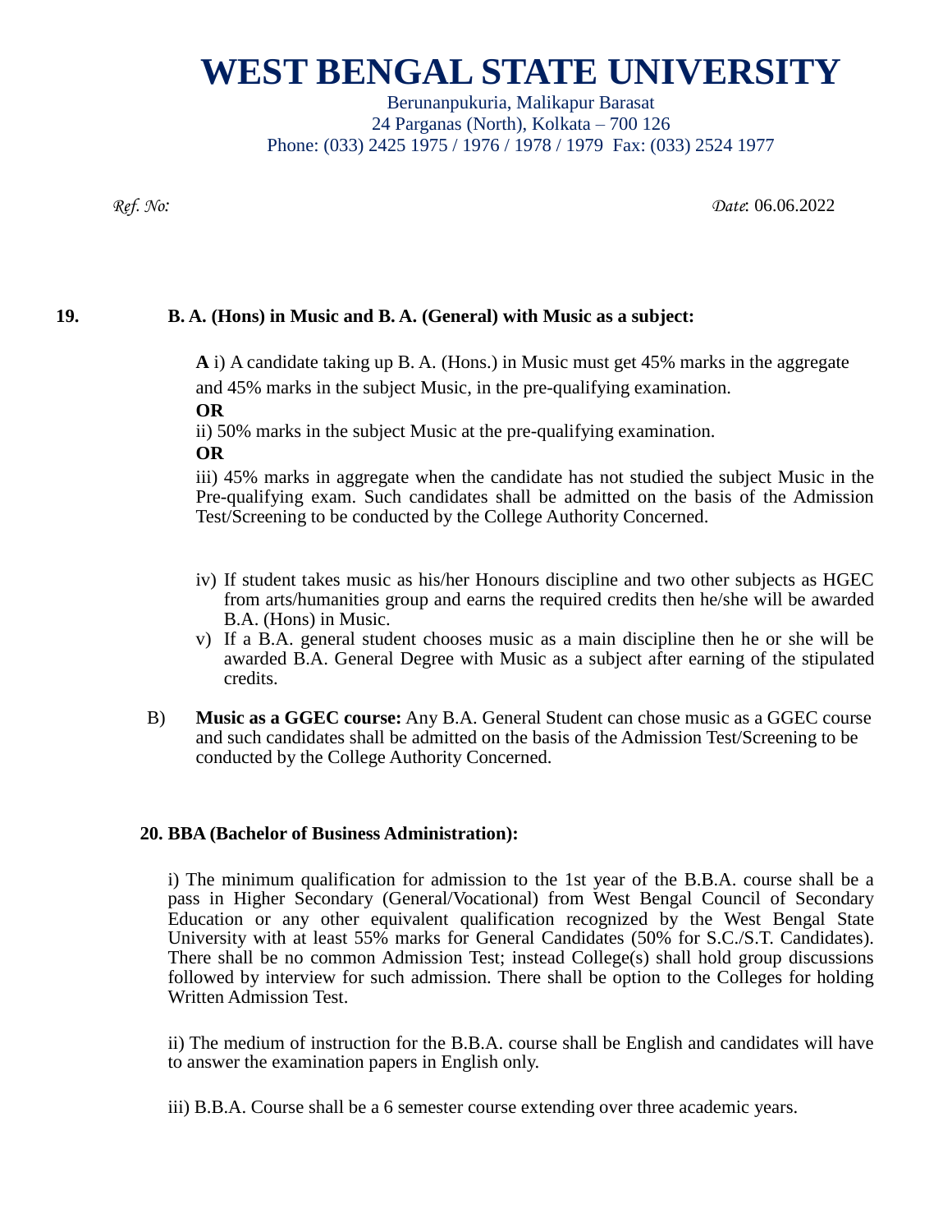# WEST BENGAL STATE UNIVERSITY

Berunanpukuria, Malikapur Barasat
24 Parganas (North), Kolkata – 700 126
Phone: (033) 2425 1975 / 1976 / 1978 / 1979 Fax: (033) 2524 1977

*Ref. No:* *Date*: 06.06.2022

**19. B. A. (Hons) in Music and B. A. (General) with Music as a subject:**

**A** i) A candidate taking up B. A. (Hons.) in Music must get 45% marks in the aggregate and 45% marks in the subject Music, in the pre-qualifying examination.

**OR**

ii) 50% marks in the subject Music at the pre-qualifying examination.

**OR**

iii) 45% marks in aggregate when the candidate has not studied the subject Music in the Pre-qualifying exam. Such candidates shall be admitted on the basis of the Admission Test/Screening to be conducted by the College Authority Concerned.

iv) If student takes music as his/her Honours discipline and two other subjects as HGEC from arts/humanities group and earns the required credits then he/she will be awarded B.A. (Hons) in Music.

v) If a B.A. general student chooses music as a main discipline then he or she will be awarded B.A. General Degree with Music as a subject after earning of the stipulated credits.

B) **Music as a GGEC course:** Any B.A. General Student can chose music as a GGEC course and such candidates shall be admitted on the basis of the Admission Test/Screening to be conducted by the College Authority Concerned.

**20. BBA (Bachelor of Business Administration):**

i) The minimum qualification for admission to the 1st year of the B.B.A. course shall be a pass in Higher Secondary (General/Vocational) from West Bengal Council of Secondary Education or any other equivalent qualification recognized by the West Bengal State University with at least 55% marks for General Candidates (50% for S.C./S.T. Candidates). There shall be no common Admission Test; instead College(s) shall hold group discussions followed by interview for such admission. There shall be option to the Colleges for holding Written Admission Test.

ii) The medium of instruction for the B.B.A. course shall be English and candidates will have to answer the examination papers in English only.

iii) B.B.A. Course shall be a 6 semester course extending over three academic years.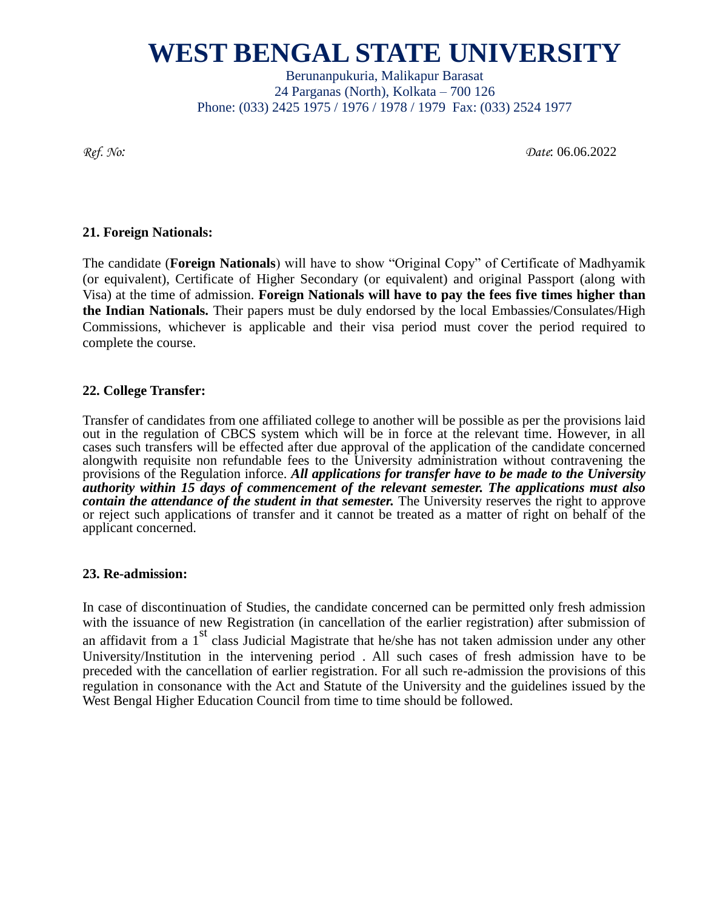# WEST BENGAL STATE UNIVERSITY

Berunanpukuria, Malikapur Barasat
24 Parganas (North), Kolkata – 700 126
Phone: (033) 2425 1975 / 1976 / 1978 / 1979 Fax: (033) 2524 1977

*Ref. No:* *Date*: 06.06.2022

**21. Foreign Nationals:**

The candidate (**Foreign Nationals**) will have to show "Original Copy" of Certificate of Madhyamik (or equivalent), Certificate of Higher Secondary (or equivalent) and original Passport (along with Visa) at the time of admission. **Foreign Nationals will have to pay the fees five times higher than the Indian Nationals.** Their papers must be duly endorsed by the local Embassies/Consulates/High Commissions, whichever is applicable and their visa period must cover the period required to complete the course.

**22. College Transfer:**

Transfer of candidates from one affiliated college to another will be possible as per the provisions laid out in the regulation of CBCS system which will be in force at the relevant time. However, in all cases such transfers will be effected after due approval of the application of the candidate concerned alongwith requisite non refundable fees to the University administration without contravening the provisions of the Regulation inforce. ***All applications for transfer have to be made to the University authority within 15 days of commencement of the relevant semester. The applications must also contain the attendance of the student in that semester.*** The University reserves the right to approve or reject such applications of transfer and it cannot be treated as a matter of right on behalf of the applicant concerned.

**23. Re-admission:**

In case of discontinuation of Studies, the candidate concerned can be permitted only fresh admission with the issuance of new Registration (in cancellation of the earlier registration) after submission of an affidavit from a 1st class Judicial Magistrate that he/she has not taken admission under any other University/Institution in the intervening period . All such cases of fresh admission have to be preceded with the cancellation of earlier registration. For all such re-admission the provisions of this regulation in consonance with the Act and Statute of the University and the guidelines issued by the West Bengal Higher Education Council from time to time should be followed.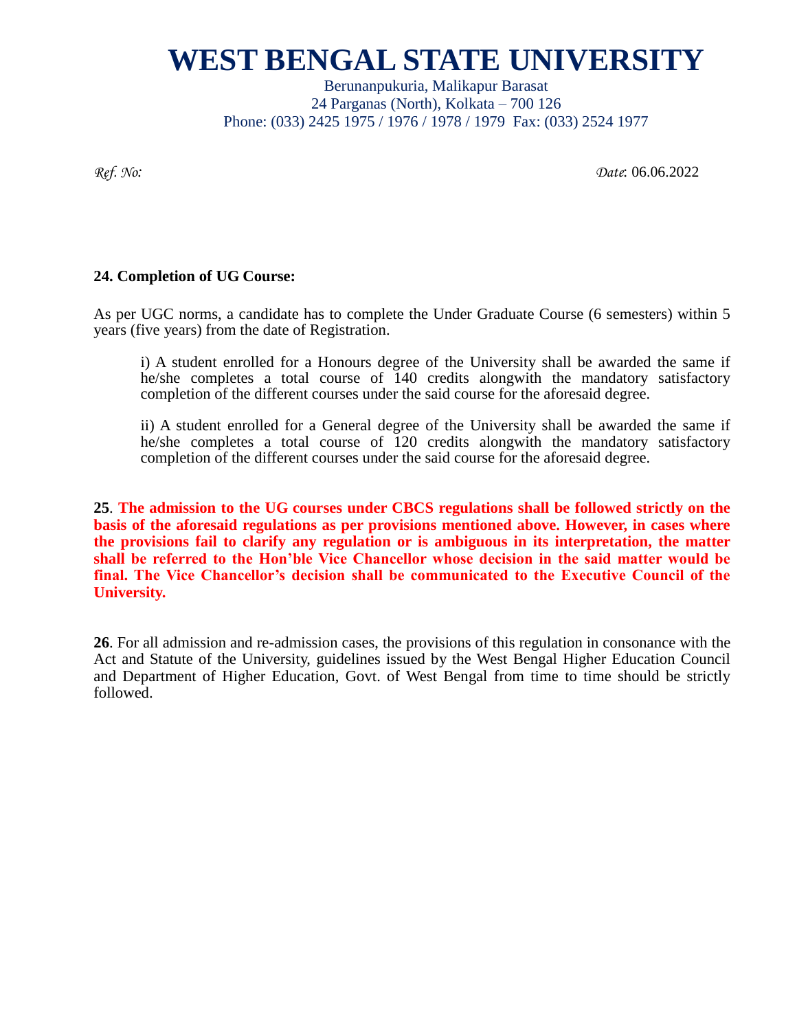# WEST BENGAL STATE UNIVERSITY

Berunanpukuria, Malikapur Barasat
24 Parganas (North), Kolkata – 700 126
Phone: (033) 2425 1975 / 1976 / 1978 / 1979 Fax: (033) 2524 1977

*Ref. No:* *Date*: 06.06.2022

**24. Completion of UG Course:**

As per UGC norms, a candidate has to complete the Under Graduate Course (6 semesters) within 5 years (five years) from the date of Registration.

> i) A student enrolled for a Honours degree of the University shall be awarded the same if he/she completes a total course of 140 credits alongwith the mandatory satisfactory completion of the different courses under the said course for the aforesaid degree.
>
> ii) A student enrolled for a General degree of the University shall be awarded the same if he/she completes a total course of 120 credits alongwith the mandatory satisfactory completion of the different courses under the said course for the aforesaid degree.

**25**. **The admission to the UG courses under CBCS regulations shall be followed strictly on the basis of the aforesaid regulations as per provisions mentioned above. However, in cases where the provisions fail to clarify any regulation or is ambiguous in its interpretation, the matter shall be referred to the Hon'ble Vice Chancellor whose decision in the said matter would be final. The Vice Chancellor's decision shall be communicated to the Executive Council of the University.**

**26**. For all admission and re-admission cases, the provisions of this regulation in consonance with the Act and Statute of the University, guidelines issued by the West Bengal Higher Education Council and Department of Higher Education, Govt. of West Bengal from time to time should be strictly followed.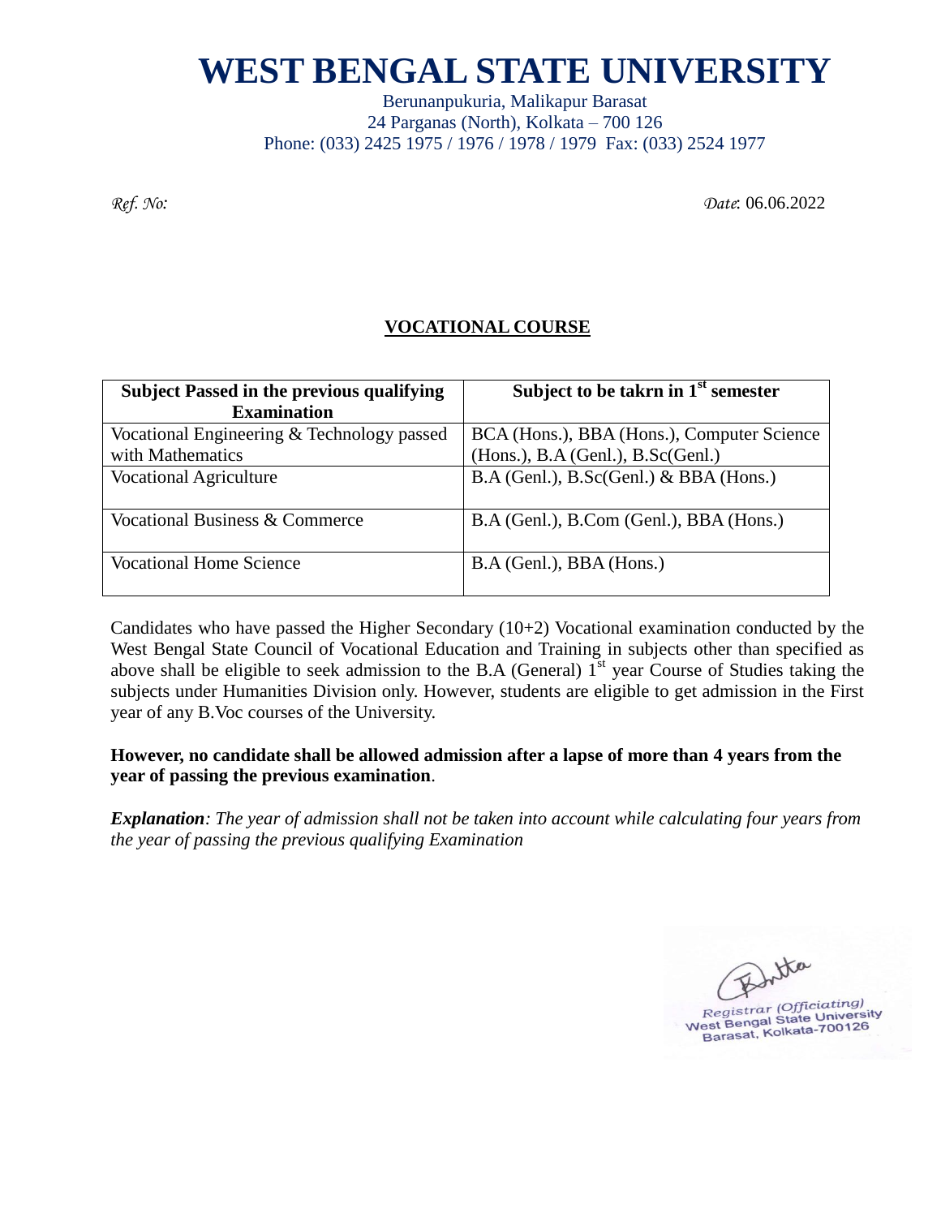# WEST BENGAL STATE UNIVERSITY

Berunanpukuria, Malikapur Barasat
24 Parganas (North), Kolkata – 700 126
Phone: (033) 2425 1975 / 1976 / 1978 / 1979 Fax: (033) 2524 1977

*Ref. No:*

*Date*: 06.06.2022

## VOCATIONAL COURSE

| Subject Passed in the previous qualifying Examination | Subject to be takrn in 1st semester |
|---|---|
| Vocational Engineering & Technology passed with Mathematics | BCA (Hons.), BBA (Hons.), Computer Science (Hons.), B.A (Genl.), B.Sc(Genl.) |
| Vocational Agriculture | B.A (Genl.), B.Sc(Genl.) & BBA (Hons.) |
| Vocational Business & Commerce | B.A (Genl.), B.Com (Genl.), BBA (Hons.) |
| Vocational Home Science | B.A (Genl.), BBA (Hons.) |

Candidates who have passed the Higher Secondary (10+2) Vocational examination conducted by the West Bengal State Council of Vocational Education and Training in subjects other than specified as above shall be eligible to seek admission to the B.A (General) 1st year Course of Studies taking the subjects under Humanities Division only. However, students are eligible to get admission in the First year of any B.Voc courses of the University.

**However, no candidate shall be allowed admission after a lapse of more than 4 years from the year of passing the previous examination**.

***Explanation****: The year of admission shall not be taken into account while calculating four years from the year of passing the previous qualifying Examination*

Registrar (Officiating)
West Bengal State University
Barasat, Kolkata-700126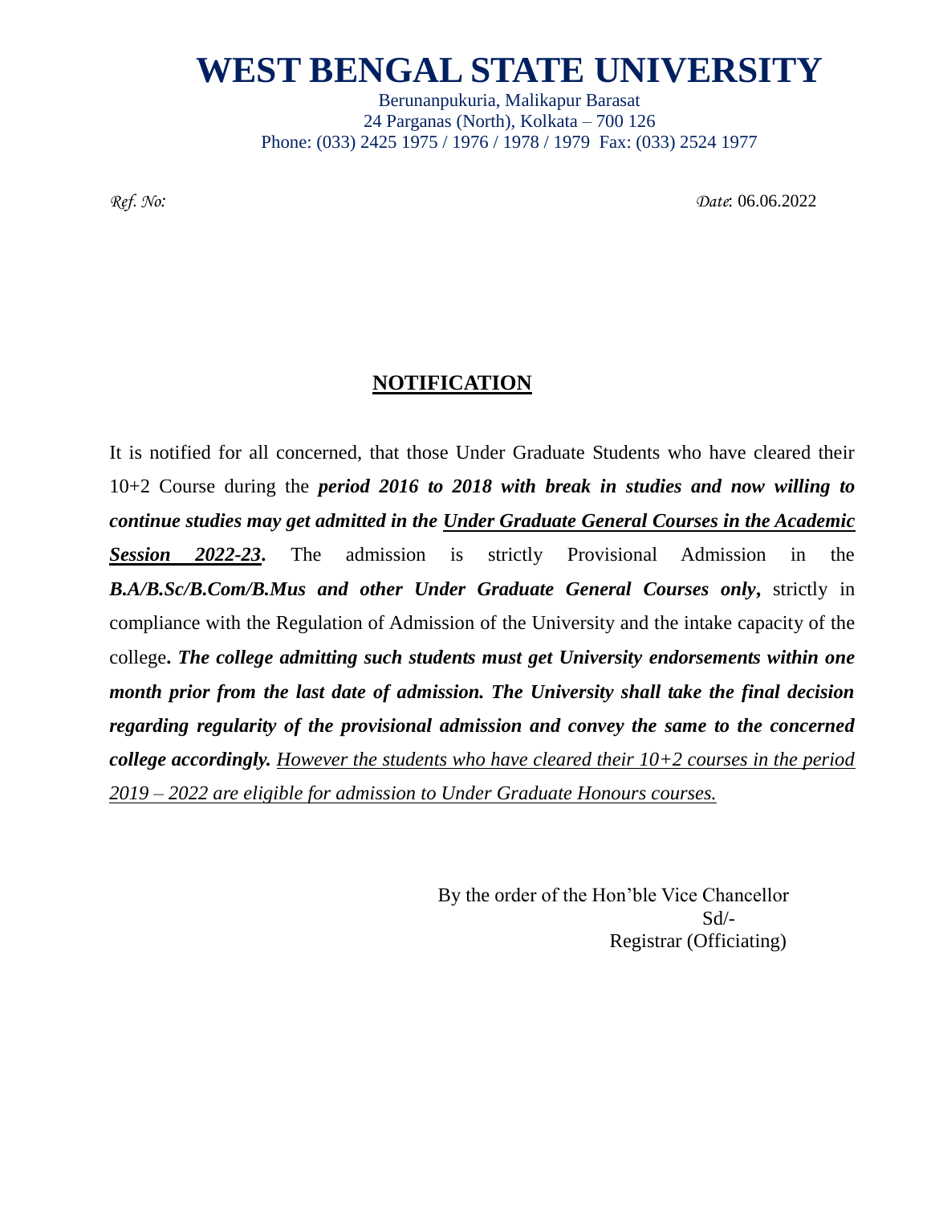# WEST BENGAL STATE UNIVERSITY

Berunanpukuria, Malikapur Barasat
24 Parganas (North), Kolkata – 700 126
Phone: (033) 2425 1975 / 1976 / 1978 / 1979 Fax: (033) 2524 1977

*Ref. No:* *Date*: 06.06.2022

## NOTIFICATION

It is notified for all concerned, that those Under Graduate Students who have cleared their 10+2 Course during the ***period 2016 to 2018 with break in studies and now willing to continue studies may get admitted in the <u>Under Graduate General Courses in the Academic Session 2022-23</u>*.** The admission is strictly Provisional Admission in the ***B.A/B.Sc/B.Com/B.Mus and other Under Graduate General Courses only***, strictly in compliance with the Regulation of Admission of the University and the intake capacity of the college**. *The college admitting such students must get University endorsements within one month prior from the last date of admission. The University shall take the final decision regarding regularity of the provisional admission and convey the same to the concerned college accordingly.*** *<u>However the students who have cleared their 10+2 courses in the period 2019 – 2022 are eligible for admission to Under Graduate Honours courses.</u>*

By the order of the Hon'ble Vice Chancellor
Sd/-
Registrar (Officiating)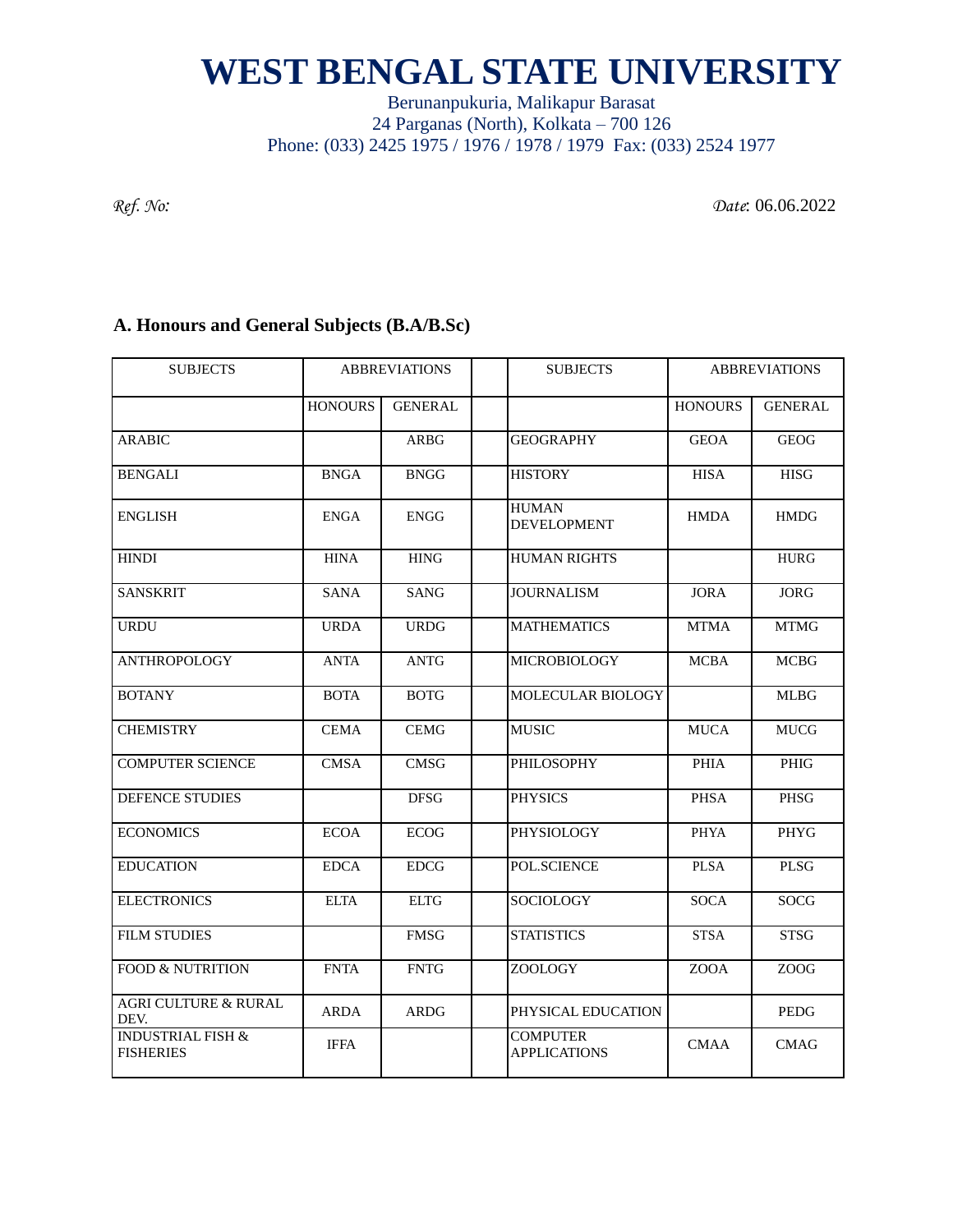# WEST BENGAL STATE UNIVERSITY

Berunanpukuria, Malikapur Barasat
24 Parganas (North), Kolkata – 700 126
Phone: (033) 2425 1975 / 1976 / 1978 / 1979 Fax: (033) 2524 1977

*Ref. No:* *Date*: 06.06.2022

## A. Honours and General Subjects (B.A/B.Sc)

| SUBJECTS | ABBREVIATIONS | | | SUBJECTS | ABBREVIATIONS | |
|---|---|---|---|---|---|---|
| | HONOURS | GENERAL | | | HONOURS | GENERAL |
| ARABIC | | ARBG | | GEOGRAPHY | GEOA | GEOG |
| BENGALI | BNGA | BNGG | | HISTORY | HISA | HISG |
| ENGLISH | ENGA | ENGG | | HUMAN DEVELOPMENT | HMDA | HMDG |
| HINDI | HINA | HING | | HUMAN RIGHTS | | HURG |
| SANSKRIT | SANA | SANG | | JOURNALISM | JORA | JORG |
| URDU | URDA | URDG | | MATHEMATICS | MTMA | MTMG |
| ANTHROPOLOGY | ANTA | ANTG | | MICROBIOLOGY | MCBA | MCBG |
| BOTANY | BOTA | BOTG | | MOLECULAR BIOLOGY | | MLBG |
| CHEMISTRY | CEMA | CEMG | | MUSIC | MUCA | MUCG |
| COMPUTER SCIENCE | CMSA | CMSG | | PHILOSOPHY | PHIA | PHIG |
| DEFENCE STUDIES | | DFSG | | PHYSICS | PHSA | PHSG |
| ECONOMICS | ECOA | ECOG | | PHYSIOLOGY | PHYA | PHYG |
| EDUCATION | EDCA | EDCG | | POL.SCIENCE | PLSA | PLSG |
| ELECTRONICS | ELTA | ELTG | | SOCIOLOGY | SOCA | SOCG |
| FILM STUDIES | | FMSG | | STATISTICS | STSA | STSG |
| FOOD & NUTRITION | FNTA | FNTG | | ZOOLOGY | ZOOA | ZOOG |
| AGRI CULTURE & RURAL DEV. | ARDA | ARDG | | PHYSICAL EDUCATION | | PEDG |
| INDUSTRIAL FISH & FISHERIES | IFFA | | | COMPUTER APPLICATIONS | CMAA | CMAG |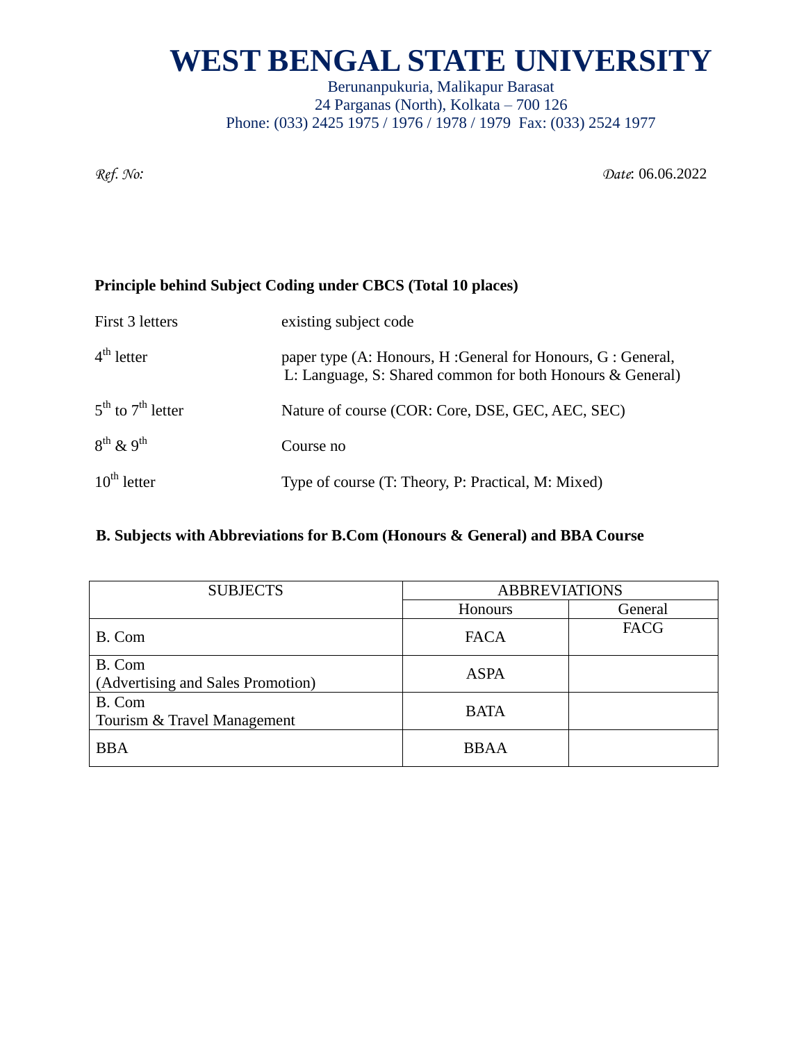# WEST BENGAL STATE UNIVERSITY

Berunanpukuria, Malikapur Barasat
24 Parganas (North), Kolkata – 700 126
Phone: (033) 2425 1975 / 1976 / 1978 / 1979 Fax: (033) 2524 1977

*Ref. No:* *Date*: 06.06.2022

**Principle behind Subject Coding under CBCS (Total 10 places)**

| | |
|---|---|
| First 3 letters | existing subject code |
| 4th letter | paper type (A: Honours, H :General for Honours, G : General, L: Language, S: Shared common for both Honours & General) |
| 5th to 7th letter | Nature of course (COR: Core, DSE, GEC, AEC, SEC) |
| 8th & 9th | Course no |
| 10th letter | Type of course (T: Theory, P: Practical, M: Mixed) |

**B. Subjects with Abbreviations for B.Com (Honours & General) and BBA Course**

| SUBJECTS | ABBREVIATIONS | |
|---|---|---|
| | Honours | General |
| B. Com | FACA | FACG |
| B. Com (Advertising and Sales Promotion) | ASPA | |
| B. Com Tourism & Travel Management | BATA | |
| BBA | BBAA | |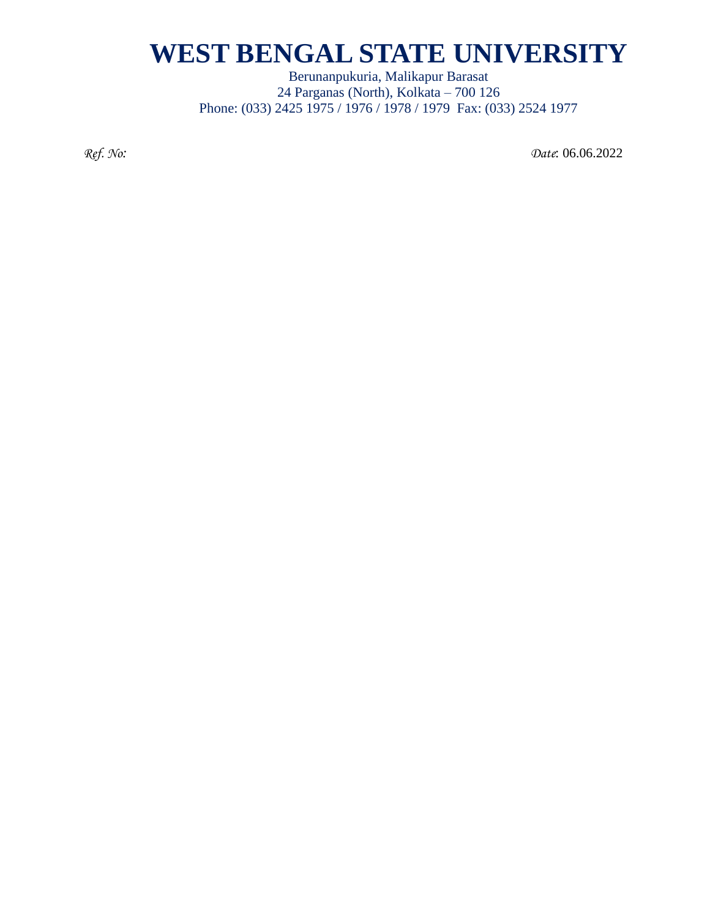# WEST BENGAL STATE UNIVERSITY

Berunanpukuria, Malikapur Barasat
24 Parganas (North), Kolkata – 700 126
Phone: (033) 2425 1975 / 1976 / 1978 / 1979 Fax: (033) 2524 1977

*Ref. No:* *Date*: 06.06.2022